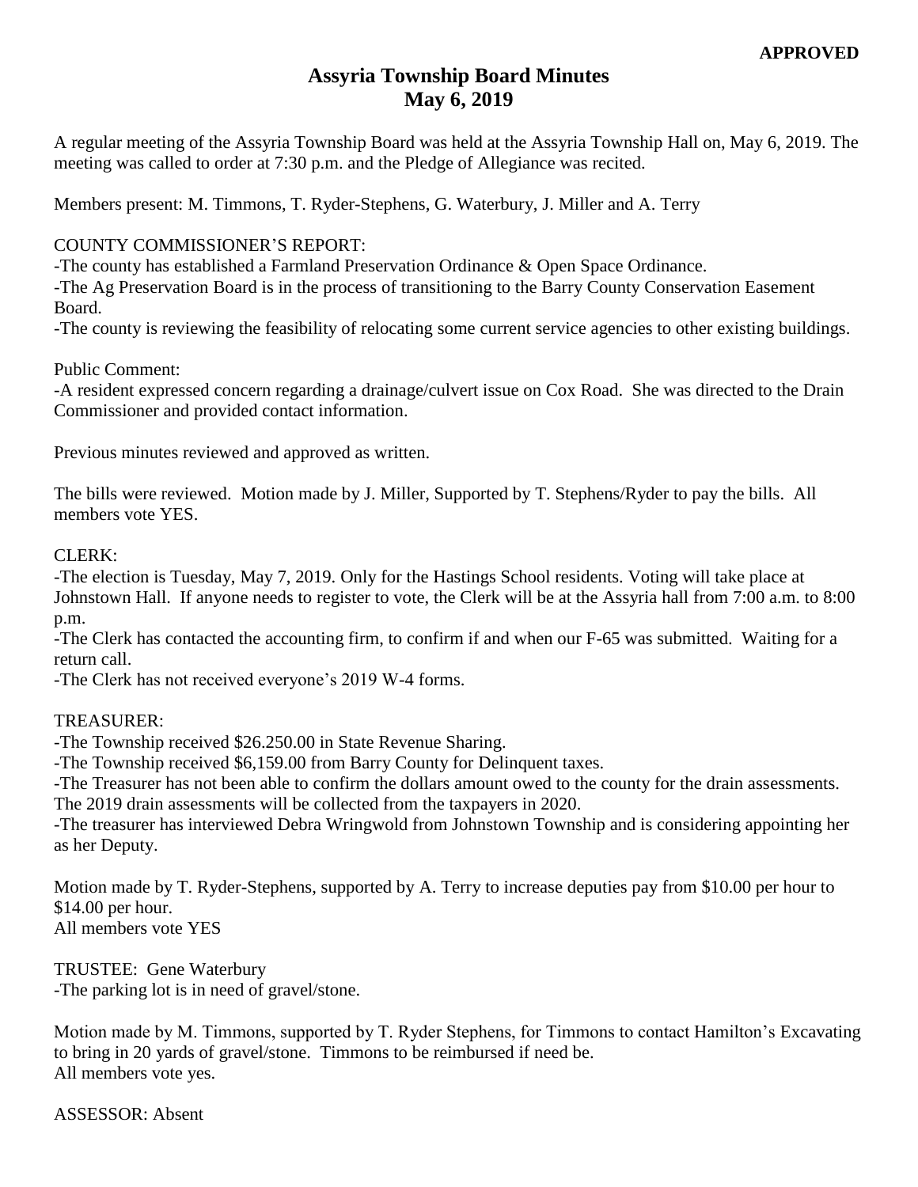**APPROVED**

# Assyria Township Board Minutes
## May 6, 2019

A regular meeting of the Assyria Township Board was held at the Assyria Township Hall on, May 6, 2019. The meeting was called to order at 7:30 p.m. and the Pledge of Allegiance was recited.

Members present: M. Timmons, T. Ryder-Stephens, G. Waterbury, J. Miller and A. Terry

COUNTY COMMISSIONER'S REPORT:
-The county has established a Farmland Preservation Ordinance & Open Space Ordinance.
-The Ag Preservation Board is in the process of transitioning to the Barry County Conservation Easement Board.
-The county is reviewing the feasibility of relocating some current service agencies to other existing buildings.

Public Comment:
-A resident expressed concern regarding a drainage/culvert issue on Cox Road. She was directed to the Drain Commissioner and provided contact information.

Previous minutes reviewed and approved as written.

The bills were reviewed. Motion made by J. Miller, Supported by T. Stephens/Ryder to pay the bills. All members vote YES.

CLERK:
-The election is Tuesday, May 7, 2019. Only for the Hastings School residents. Voting will take place at Johnstown Hall. If anyone needs to register to vote, the Clerk will be at the Assyria hall from 7:00 a.m. to 8:00 p.m.
-The Clerk has contacted the accounting firm, to confirm if and when our F-65 was submitted. Waiting for a return call.
-The Clerk has not received everyone's 2019 W-4 forms.

TREASURER:
-The Township received $26.250.00 in State Revenue Sharing.
-The Township received $6,159.00 from Barry County for Delinquent taxes.
-The Treasurer has not been able to confirm the dollars amount owed to the county for the drain assessments. The 2019 drain assessments will be collected from the taxpayers in 2020.
-The treasurer has interviewed Debra Wringwold from Johnstown Township and is considering appointing her as her Deputy.

Motion made by T. Ryder-Stephens, supported by A. Terry to increase deputies pay from $10.00 per hour to $14.00 per hour.
All members vote YES

TRUSTEE: Gene Waterbury
-The parking lot is in need of gravel/stone.

Motion made by M. Timmons, supported by T. Ryder Stephens, for Timmons to contact Hamilton's Excavating to bring in 20 yards of gravel/stone. Timmons to be reimbursed if need be.
All members vote yes.

ASSESSOR: Absent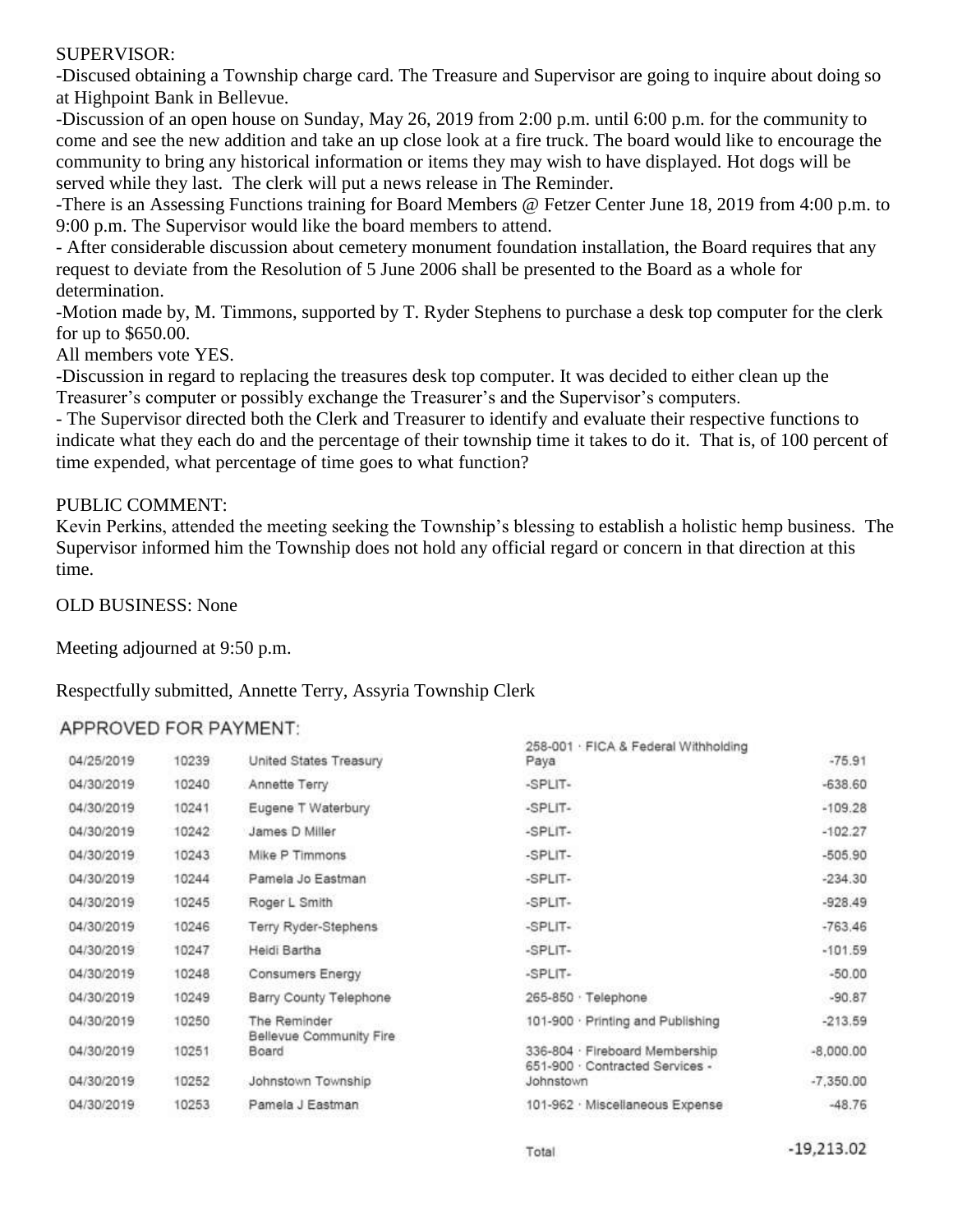SUPERVISOR:

-Discused obtaining a Township charge card. The Treasure and Supervisor are going to inquire about doing so at Highpoint Bank in Bellevue.

-Discussion of an open house on Sunday, May 26, 2019 from 2:00 p.m. until 6:00 p.m. for the community to come and see the new addition and take an up close look at a fire truck. The board would like to encourage the community to bring any historical information or items they may wish to have displayed. Hot dogs will be served while they last. The clerk will put a news release in The Reminder.

-There is an Assessing Functions training for Board Members @ Fetzer Center June 18, 2019 from 4:00 p.m. to 9:00 p.m. The Supervisor would like the board members to attend.

- After considerable discussion about cemetery monument foundation installation, the Board requires that any request to deviate from the Resolution of 5 June 2006 shall be presented to the Board as a whole for determination.

-Motion made by, M. Timmons, supported by T. Ryder Stephens to purchase a desk top computer for the clerk for up to $650.00.

All members vote YES.

-Discussion in regard to replacing the treasures desk top computer. It was decided to either clean up the Treasurer's computer or possibly exchange the Treasurer's and the Supervisor's computers.

- The Supervisor directed both the Clerk and Treasurer to identify and evaluate their respective functions to indicate what they each do and the percentage of their township time it takes to do it. That is, of 100 percent of time expended, what percentage of time goes to what function?

PUBLIC COMMENT:

Kevin Perkins, attended the meeting seeking the Township's blessing to establish a holistic hemp business. The Supervisor informed him the Township does not hold any official regard or concern in that direction at this time.

OLD BUSINESS: None

Meeting adjourned at 9:50 p.m.

Respectfully submitted, Annette Terry, Assyria Township Clerk

APPROVED FOR PAYMENT:

| | | | | |
|---|---|---|---|---|
| 04/25/2019 | 10239 | United States Treasury | 258-001 · FICA & Federal Withholding Paya | -75.91 |
| 04/30/2019 | 10240 | Annette Terry | -SPLIT- | -638.60 |
| 04/30/2019 | 10241 | Eugene T Waterbury | -SPLIT- | -109.28 |
| 04/30/2019 | 10242 | James D Miller | -SPLIT- | -102.27 |
| 04/30/2019 | 10243 | Mike P Timmons | -SPLIT- | -505.90 |
| 04/30/2019 | 10244 | Pamela Jo Eastman | -SPLIT- | -234.30 |
| 04/30/2019 | 10245 | Roger L Smith | -SPLIT- | -928.49 |
| 04/30/2019 | 10246 | Terry Ryder-Stephens | -SPLIT- | -763.46 |
| 04/30/2019 | 10247 | Heidi Bartha | -SPLIT- | -101.59 |
| 04/30/2019 | 10248 | Consumers Energy | -SPLIT- | -50.00 |
| 04/30/2019 | 10249 | Barry County Telephone | 265-850 · Telephone | -90.87 |
| 04/30/2019 | 10250 | The Reminder | 101-900 · Printing and Publishing | -213.59 |
| 04/30/2019 | 10251 | Bellevue Community Fire Board | 336-804 · Fireboard Membership | -8,000.00 |
| 04/30/2019 | 10252 | Johnstown Township | 651-900 · Contracted Services - Johnstown | -7,350.00 |
| 04/30/2019 | 10253 | Pamela J Eastman | 101-962 · Miscellaneous Expense | -48.76 |
| | | | Total | -19,213.02 |